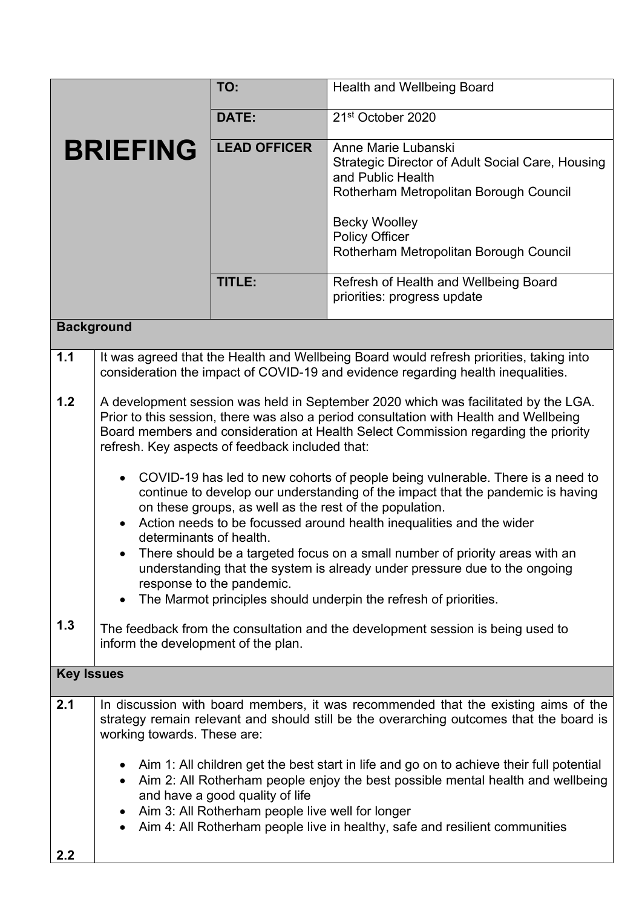| **BRIEFING** | **TO:** | Health and Wellbeing Board |
|---|---|---|
| | **DATE:** | 21st October 2020 |
| | **LEAD OFFICER** | Anne Marie Lubanski<br>Strategic Director of Adult Social Care, Housing and Public Health<br>Rotherham Metropolitan Borough Council<br><br>Becky Woolley<br>Policy Officer<br>Rotherham Metropolitan Borough Council |
| | **TITLE:** | Refresh of Health and Wellbeing Board priorities: progress update |

## Background

**1.1** It was agreed that the Health and Wellbeing Board would refresh priorities, taking into consideration the impact of COVID-19 and evidence regarding health inequalities.

**1.2** A development session was held in September 2020 which was facilitated by the LGA. Prior to this session, there was also a period consultation with Health and Wellbeing Board members and consideration at Health Select Commission regarding the priority refresh. Key aspects of feedback included that:

- COVID-19 has led to new cohorts of people being vulnerable. There is a need to continue to develop our understanding of the impact that the pandemic is having on these groups, as well as the rest of the population.
- Action needs to be focussed around health inequalities and the wider determinants of health.
- There should be a targeted focus on a small number of priority areas with an understanding that the system is already under pressure due to the ongoing response to the pandemic.
- The Marmot principles should underpin the refresh of priorities.

**1.3** The feedback from the consultation and the development session is being used to inform the development of the plan.

## Key Issues

**2.1** In discussion with board members, it was recommended that the existing aims of the strategy remain relevant and should still be the overarching outcomes that the board is working towards. These are:

- Aim 1: All children get the best start in life and go on to achieve their full potential
- Aim 2: All Rotherham people enjoy the best possible mental health and wellbeing and have a good quality of life
- Aim 3: All Rotherham people live well for longer
- Aim 4: All Rotherham people live in healthy, safe and resilient communities

**2.2**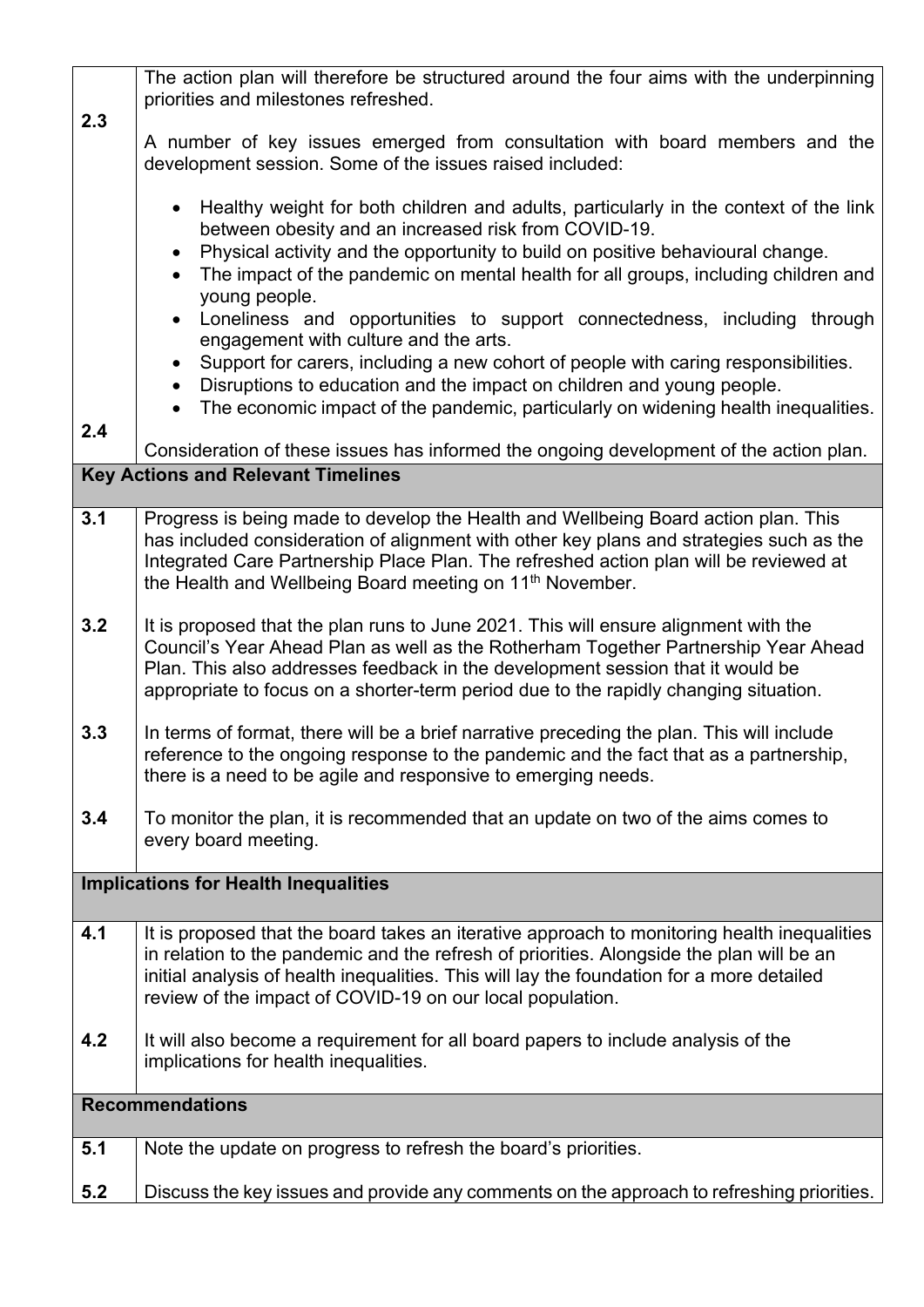| | |
|---|---|
| 2.3 | The action plan will therefore be structured around the four aims with the underpinning priorities and milestones refreshed. |
| | A number of key issues emerged from consultation with board members and the development session. Some of the issues raised included:<br><br>• Healthy weight for both children and adults, particularly in the context of the link between obesity and an increased risk from COVID-19.<br>• Physical activity and the opportunity to build on positive behavioural change.<br>• The impact of the pandemic on mental health for all groups, including children and young people.<br>• Loneliness and opportunities to support connectedness, including through engagement with culture and the arts.<br>• Support for carers, including a new cohort of people with caring responsibilities.<br>• Disruptions to education and the impact on children and young people.<br>• The economic impact of the pandemic, particularly on widening health inequalities. |
| 2.4 | Consideration of these issues has informed the ongoing development of the action plan. |
| **Key Actions and Relevant Timelines** | |
| 3.1 | Progress is being made to develop the Health and Wellbeing Board action plan. This has included consideration of alignment with other key plans and strategies such as the Integrated Care Partnership Place Plan. The refreshed action plan will be reviewed at the Health and Wellbeing Board meeting on 11th November. |
| 3.2 | It is proposed that the plan runs to June 2021. This will ensure alignment with the Council's Year Ahead Plan as well as the Rotherham Together Partnership Year Ahead Plan. This also addresses feedback in the development session that it would be appropriate to focus on a shorter-term period due to the rapidly changing situation. |
| 3.3 | In terms of format, there will be a brief narrative preceding the plan. This will include reference to the ongoing response to the pandemic and the fact that as a partnership, there is a need to be agile and responsive to emerging needs. |
| 3.4 | To monitor the plan, it is recommended that an update on two of the aims comes to every board meeting. |
| **Implications for Health Inequalities** | |
| 4.1 | It is proposed that the board takes an iterative approach to monitoring health inequalities in relation to the pandemic and the refresh of priorities. Alongside the plan will be an initial analysis of health inequalities. This will lay the foundation for a more detailed review of the impact of COVID-19 on our local population. |
| 4.2 | It will also become a requirement for all board papers to include analysis of the implications for health inequalities. |
| **Recommendations** | |
| 5.1 | Note the update on progress to refresh the board's priorities. |
| 5.2 | Discuss the key issues and provide any comments on the approach to refreshing priorities. |